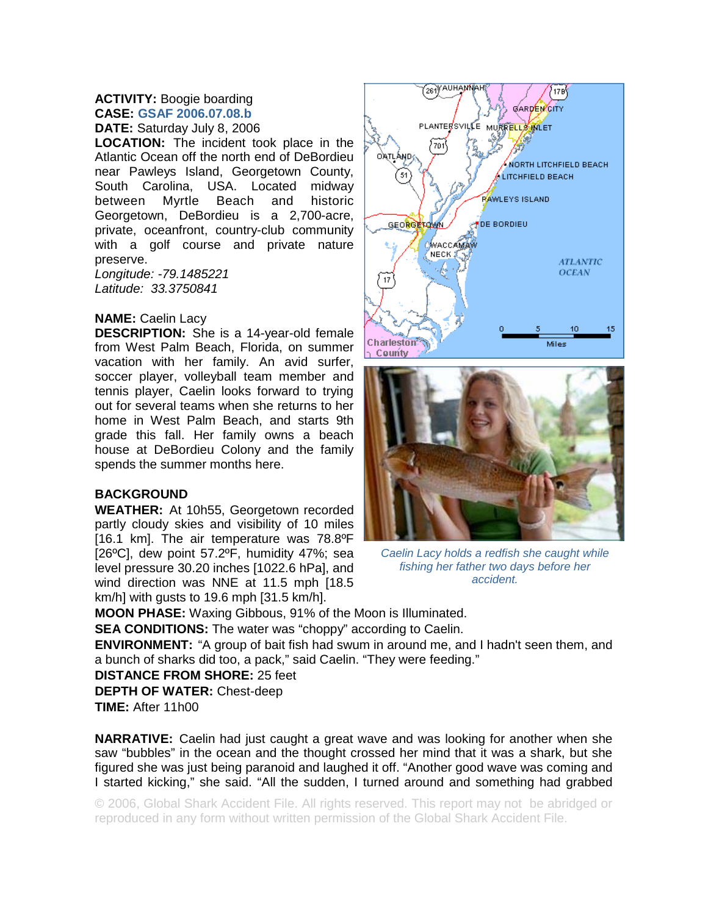**ACTIVITY:** Boogie boarding
**CASE:** GSAF 2006.07.08.b
**DATE:** Saturday July 8, 2006
**LOCATION:** The incident took place in the Atlantic Ocean off the north end of DeBordieu near Pawleys Island, Georgetown County, South Carolina, USA. Located midway between Myrtle Beach and historic Georgetown, DeBordieu is a 2,700-acre, private, oceanfront, country-club community with a golf course and private nature preserve.
*Longitude: -79.1485221*
*Latitude: 33.3750841*

**NAME:** Caelin Lacy
**DESCRIPTION:** She is a 14-year-old female from West Palm Beach, Florida, on summer vacation with her family. An avid surfer, soccer player, volleyball team member and tennis player, Caelin looks forward to trying out for several teams when she returns to her home in West Palm Beach, and starts 9th grade this fall. Her family owns a beach house at DeBordieu Colony and the family spends the summer months here.

*Caelin Lacy holds a redfish she caught while fishing her father two days before her accident.*

**BACKGROUND**

**WEATHER:** At 10h55, Georgetown recorded partly cloudy skies and visibility of 10 miles [16.1 km]. The air temperature was 78.8ºF [26ºC], dew point 57.2ºF, humidity 47%; sea level pressure 30.20 inches [1022.6 hPa], and wind direction was NNE at 11.5 mph [18.5 km/h] with gusts to 19.6 mph [31.5 km/h].
**MOON PHASE:** Waxing Gibbous, 91% of the Moon is Illuminated.
**SEA CONDITIONS:** The water was "choppy" according to Caelin.
**ENVIRONMENT:** "A group of bait fish had swum in around me, and I hadn't seen them, and a bunch of sharks did too, a pack," said Caelin. "They were feeding."
**DISTANCE FROM SHORE:** 25 feet
**DEPTH OF WATER:** Chest-deep
**TIME:** After 11h00

**NARRATIVE:** Caelin had just caught a great wave and was looking for another when she saw "bubbles" in the ocean and the thought crossed her mind that it was a shark, but she figured she was just being paranoid and laughed it off. "Another good wave was coming and I started kicking," she said. "All the sudden, I turned around and something had grabbed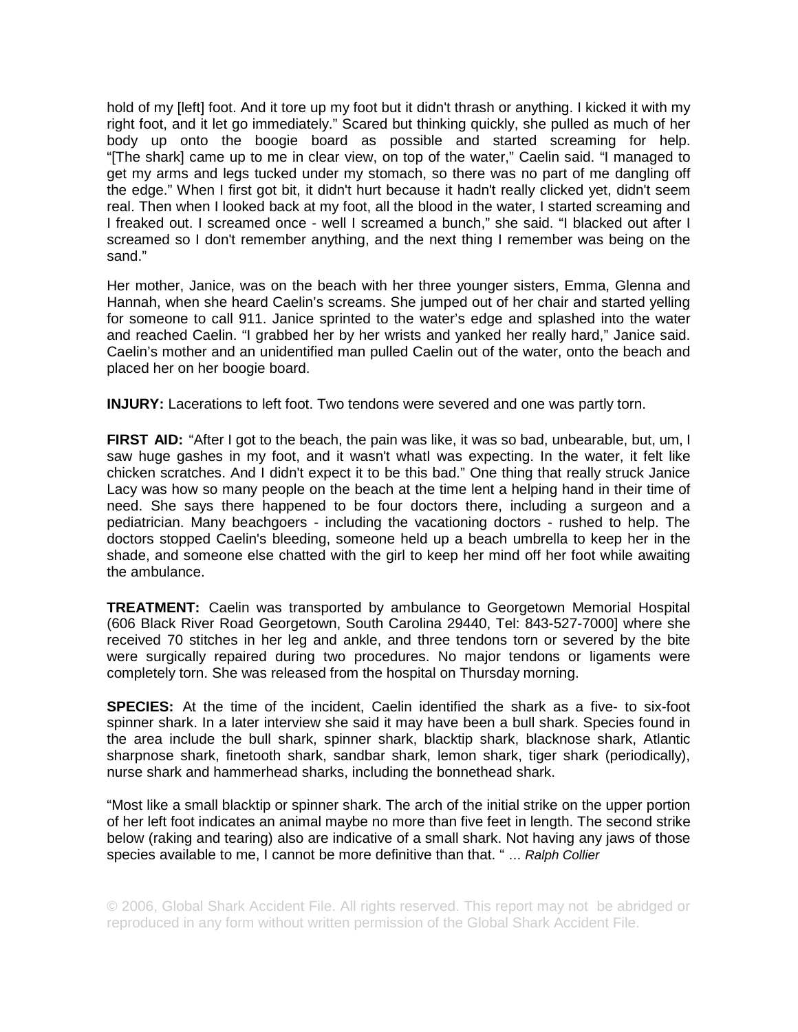hold of my [left] foot. And it tore up my foot but it didn't thrash or anything. I kicked it with my right foot, and it let go immediately." Scared but thinking quickly, she pulled as much of her body up onto the boogie board as possible and started screaming for help. "[The shark] came up to me in clear view, on top of the water," Caelin said. "I managed to get my arms and legs tucked under my stomach, so there was no part of me dangling off the edge." When I first got bit, it didn't hurt because it hadn't really clicked yet, didn't seem real. Then when I looked back at my foot, all the blood in the water, I started screaming and I freaked out. I screamed once - well I screamed a bunch," she said. "I blacked out after I screamed so I don't remember anything, and the next thing I remember was being on the sand."

Her mother, Janice, was on the beach with her three younger sisters, Emma, Glenna and Hannah, when she heard Caelin's screams. She jumped out of her chair and started yelling for someone to call 911. Janice sprinted to the water's edge and splashed into the water and reached Caelin. "I grabbed her by her wrists and yanked her really hard," Janice said. Caelin's mother and an unidentified man pulled Caelin out of the water, onto the beach and placed her on her boogie board.

**INJURY:** Lacerations to left foot. Two tendons were severed and one was partly torn.

**FIRST AID:** "After I got to the beach, the pain was like, it was so bad, unbearable, but, um, I saw huge gashes in my foot, and it wasn't whatI was expecting. In the water, it felt like chicken scratches. And I didn't expect it to be this bad." One thing that really struck Janice Lacy was how so many people on the beach at the time lent a helping hand in their time of need. She says there happened to be four doctors there, including a surgeon and a pediatrician. Many beachgoers - including the vacationing doctors - rushed to help. The doctors stopped Caelin's bleeding, someone held up a beach umbrella to keep her in the shade, and someone else chatted with the girl to keep her mind off her foot while awaiting the ambulance.

**TREATMENT:** Caelin was transported by ambulance to Georgetown Memorial Hospital (606 Black River Road Georgetown, South Carolina 29440, Tel: 843-527-7000] where she received 70 stitches in her leg and ankle, and three tendons torn or severed by the bite were surgically repaired during two procedures. No major tendons or ligaments were completely torn. She was released from the hospital on Thursday morning.

**SPECIES:** At the time of the incident, Caelin identified the shark as a five- to six-foot spinner shark. In a later interview she said it may have been a bull shark. Species found in the area include the bull shark, spinner shark, blacktip shark, blacknose shark, Atlantic sharpnose shark, finetooth shark, sandbar shark, lemon shark, tiger shark (periodically), nurse shark and hammerhead sharks, including the bonnethead shark.

"Most like a small blacktip or spinner shark. The arch of the initial strike on the upper portion of her left foot indicates an animal maybe no more than five feet in length. The second strike below (raking and tearing) also are indicative of a small shark. Not having any jaws of those species available to me, I cannot be more definitive than that. " ... *Ralph Collier*

© 2006, Global Shark Accident File. All rights reserved. This report may not be abridged or reproduced in any form without written permission of the Global Shark Accident File.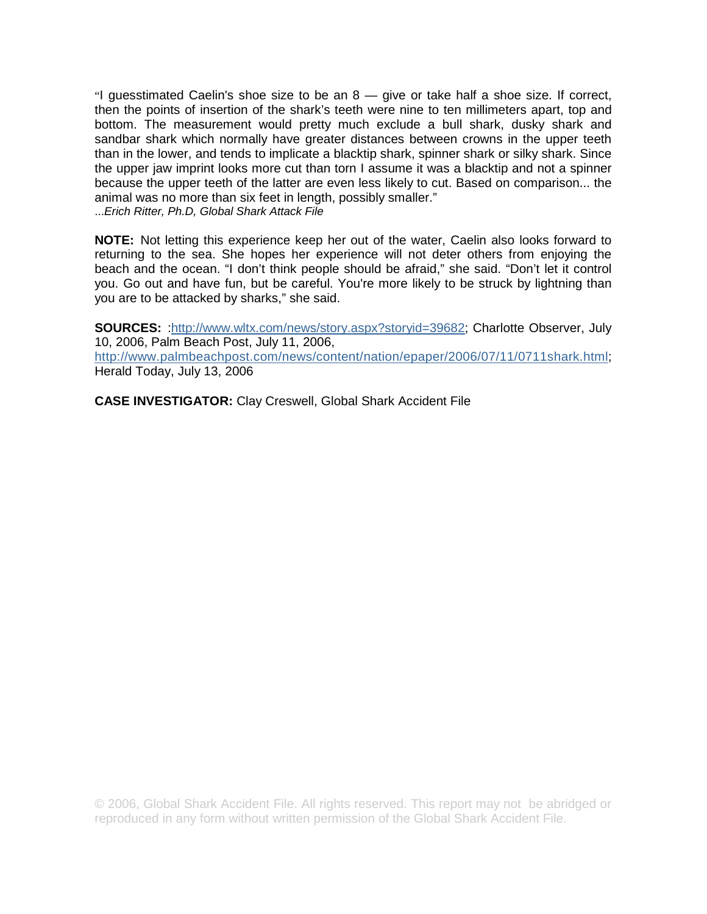"I guesstimated Caelin's shoe size to be an 8 — give or take half a shoe size. If correct, then the points of insertion of the shark's teeth were nine to ten millimeters apart, top and bottom. The measurement would pretty much exclude a bull shark, dusky shark and sandbar shark which normally have greater distances between crowns in the upper teeth than in the lower, and tends to implicate a blacktip shark, spinner shark or silky shark. Since the upper jaw imprint looks more cut than torn I assume it was a blacktip and not a spinner because the upper teeth of the latter are even less likely to cut. Based on comparison... the animal was no more than six feet in length, possibly smaller."
...*Erich Ritter, Ph.D, Global Shark Attack File*

**NOTE:** Not letting this experience keep her out of the water, Caelin also looks forward to returning to the sea. She hopes her experience will not deter others from enjoying the beach and the ocean. "I don't think people should be afraid," she said. "Don't let it control you. Go out and have fun, but be careful. You're more likely to be struck by lightning than you are to be attacked by sharks," she said.

**SOURCES:** :http://www.wltx.com/news/story.aspx?storyid=39682; Charlotte Observer, July 10, 2006, Palm Beach Post, July 11, 2006, http://www.palmbeachpost.com/news/content/nation/epaper/2006/07/11/0711shark.html; Herald Today, July 13, 2006

**CASE INVESTIGATOR:** Clay Creswell, Global Shark Accident File

© 2006, Global Shark Accident File. All rights reserved. This report may not be abridged or reproduced in any form without written permission of the Global Shark Accident File.